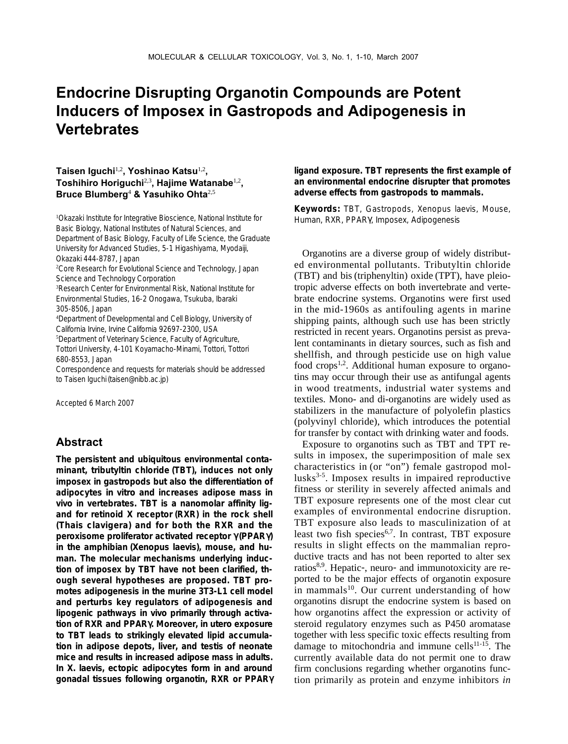# Endocrine Disrupting Organotin Compounds are Potent Inducers of Imposex in Gastropods and Adipogenesis in Vertebrates

**Taisen Iguchi**[1,2], **Yoshinao Katsu**[1,2], **Toshihiro Horiguchi**[2,3], **Hajime Watanabe**[1,2], **Bruce Blumberg**[4] **& Yasuhiko Ohta**[2,5]

[1]Okazaki Institute for Integrative Bioscience, National Institute for Basic Biology, National Institutes of Natural Sciences, and Department of Basic Biology, Faculty of Life Science, the Graduate University for Advanced Studies, 5-1 Higashiyama, Myodaiji, Okazaki 444-8787, Japan
[2]Core Research for Evolutional Science and Technology, Japan Science and Technology Corporation
[3]Research Center for Environmental Risk, National Institute for Environmental Studies, 16-2 Onogawa, Tsukuba, Ibaraki 305-8506, Japan
[4]Department of Developmental and Cell Biology, University of California Irvine, Irvine California 92697-2300, USA
[5]Department of Veterinary Science, Faculty of Agriculture, Tottori University, 4-101 Koyamacho-Minami, Tottori, Tottori 680-8553, Japan
Correspondence and requests for materials should be addressed to Taisen Iguchi (taisen@nibb.ac.jp)

Accepted 6 March 2007

## Abstract

**The persistent and ubiquitous environmental contaminant, tributyltin chloride (TBT), induces not only imposex in gastropods but also the differentiation of adipocytes in vitro and increases adipose mass in vivo in vertebrates. TBT is a nanomolar affinity ligand for retinoid X receptor (RXR) in the rock shell (Thais clavigera) and for both the RXR and the peroxisome proliferator activated receptor γ (PPARγ) in the amphibian (Xenopus laevis), mouse, and human. The molecular mechanisms underlying induction of imposex by TBT have not been clarified, though several hypotheses are proposed. TBT promotes adipogenesis in the murine 3T3-L1 cell model and perturbs key regulators of adipogenesis and lipogenic pathways in vivo primarily through activation of RXR and PPARγ. Moreover, in utero exposure to TBT leads to strikingly elevated lipid accumulation in adipose depots, liver, and testis of neonate mice and results in increased adipose mass in adults. In X. laevis, ectopic adipocytes form in and around gonadal tissues following organotin, RXR or PPARγ ligand exposure. TBT represents the first example of an environmental endocrine disrupter that promotes adverse effects from gastropods to mammals.**

**Keywords:** TBT, Gastropods, Xenopus laevis, Mouse, Human, RXR, PPARγ, Imposex, Adipogenesis

Organotins are a diverse group of widely distributed environmental pollutants. Tributyltin chloride (TBT) and bis (triphenyltin) oxide (TPT), have pleiotropic adverse effects on both invertebrate and vertebrate endocrine systems. Organotins were first used in the mid-1960s as antifouling agents in marine shipping paints, although such use has been strictly restricted in recent years. Organotins persist as prevalent contaminants in dietary sources, such as fish and shellfish, and through pesticide use on high value food crops[1,2]. Additional human exposure to organotins may occur through their use as antifungal agents in wood treatments, industrial water systems and textiles. Mono- and di-organotins are widely used as stabilizers in the manufacture of polyolefin plastics (polyvinyl chloride), which introduces the potential for transfer by contact with drinking water and foods.

Exposure to organotins such as TBT and TPT results in imposex, the superimposition of male sex characteristics in (or "on") female gastropod mollusks[3-5]. Imposex results in impaired reproductive fitness or sterility in severely affected animals and TBT exposure represents one of the most clear cut examples of environmental endocrine disruption. TBT exposure also leads to masculinization of at least two fish species[6,7]. In contrast, TBT exposure results in slight effects on the mammalian reproductive tracts and has not been reported to alter sex ratios[8,9]. Hepatic-, neuro- and immunotoxicity are reported to be the major effects of organotin exposure in mammals[10]. Our current understanding of how organotins disrupt the endocrine system is based on how organotins affect the expression or activity of steroid regulatory enzymes such as P450 aromatase together with less specific toxic effects resulting from damage to mitochondria and immune cells[11-15]. The currently available data do not permit one to draw firm conclusions regarding whether organotins function primarily as protein and enzyme inhibitors *in*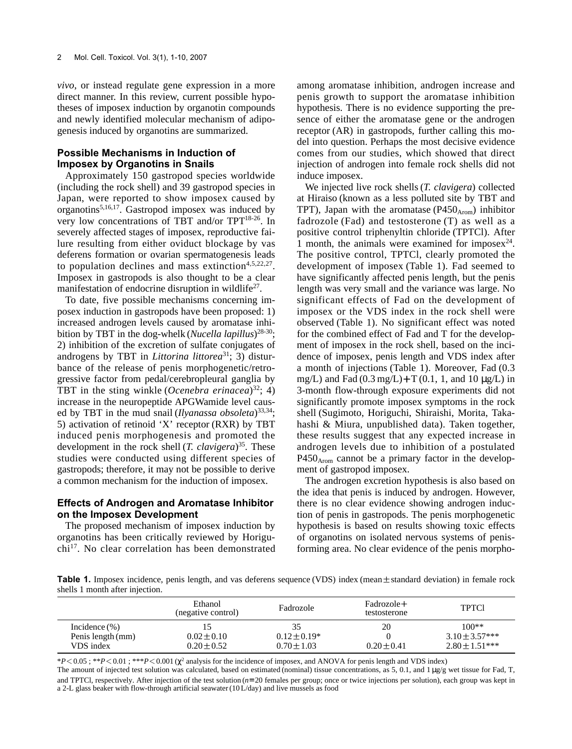*vivo*, or instead regulate gene expression in a more direct manner. In this review, current possible hypotheses of imposex induction by organotin compounds and newly identified molecular mechanism of adipogenesis induced by organotins are summarized.

## Possible Mechanisms in Induction of Imposex by Organotins in Snails

Approximately 150 gastropod species worldwide (including the rock shell) and 39 gastropod species in Japan, were reported to show imposex caused by organotins[5,16,17]. Gastropod imposex was induced by very low concentrations of TBT and/or TPT[18-26]. In severely affected stages of imposex, reproductive failure resulting from either oviduct blockage by vas deferens formation or ovarian spermatogenesis leads to population declines and mass extinction[4,5,22,27]. Imposex in gastropods is also thought to be a clear manifestation of endocrine disruption in wildlife[27].

To date, five possible mechanisms concerning imposex induction in gastropods have been proposed: 1) increased androgen levels caused by aromatase inhibition by TBT in the dog-whelk (*Nucella lapillus*)[28-30]; 2) inhibition of the excretion of sulfate conjugates of androgens by TBT in *Littorina littorea*[31]; 3) disturbance of the release of penis morphogenetic/retrogressive factor from pedal/cerebropleural ganglia by TBT in the sting winkle (*Ocenebra erinacea*)[32]; 4) increase in the neuropeptide APGWamide level caused by TBT in the mud snail (*Ilyanassa obsoleta*)[33,34]; 5) activation of retinoid 'X' receptor (RXR) by TBT induced penis morphogenesis and promoted the development in the rock shell (*T. clavigera*)[35]. These studies were conducted using different species of gastropods; therefore, it may not be possible to derive a common mechanism for the induction of imposex.

## Effects of Androgen and Aromatase Inhibitor on the Imposex Development

The proposed mechanism of imposex induction by organotins has been critically reviewed by Horiguchi[17]. No clear correlation has been demonstrated among aromatase inhibition, androgen increase and penis growth to support the aromatase inhibition hypothesis. There is no evidence supporting the presence of either the aromatase gene or the androgen receptor (AR) in gastropods, further calling this model into question. Perhaps the most decisive evidence comes from our studies, which showed that direct injection of androgen into female rock shells did not induce imposex.

We injected live rock shells (*T. clavigera*) collected at Hiraiso (known as a less polluted site by TBT and TPT), Japan with the aromatase ($P450_{Arom}$) inhibitor fadrozole (Fad) and testosterone (T) as well as a positive control triphenyltin chloride (TPTCl). After 1 month, the animals were examined for imposex[24]. The positive control, TPTCl, clearly promoted the development of imposex (Table 1). Fad seemed to have significantly affected penis length, but the penis length was very small and the variance was large. No significant effects of Fad on the development of imposex or the VDS index in the rock shell were observed (Table 1). No significant effect was noted for the combined effect of Fad and T for the development of imposex in the rock shell, based on the incidence of imposex, penis length and VDS index after a month of injections (Table 1). Moreover, Fad (0.3 mg/L) and Fad (0.3 mg/L)+T (0.1, 1, and 10 μg/L) in 3-month flow-through exposure experiments did not significantly promote imposex symptoms in the rock shell (Sugimoto, Horiguchi, Shiraishi, Morita, Takahashi & Miura, unpublished data). Taken together, these results suggest that any expected increase in androgen levels due to inhibition of a postulated $P450_{Arom}$ cannot be a primary factor in the development of gastropod imposex.

The androgen excretion hypothesis is also based on the idea that penis is induced by androgen. However, there is no clear evidence showing androgen induction of penis in gastropods. The penis morphogenetic hypothesis is based on results showing toxic effects of organotins on isolated nervous systems of penis-forming area. No clear evidence of the penis morpho-

**Table 1.** Imposex incidence, penis length, and vas deferens sequence (VDS) index (mean ± standard deviation) in female rock shells 1 month after injection.

| | Ethanol (negative control) | Fadrozole | Fadrozole+ testosterone | TPTCl |
|---|---|---|---|---|
| Incidence (%) | 15 | 35 | 20 | 100** |
| Penis length (mm) | 0.02 ± 0.10 | 0.12 ± 0.19* | 0 | 3.10 ± 3.57*** |
| VDS index | 0.20 ± 0.52 | 0.70 ± 1.03 | 0.20 ± 0.41 | 2.80 ± 1.51*** |

*$P < 0.05$ ; **$P < 0.01$ ; ***$P < 0.001$ ($\chi^2$ analysis for the incidence of imposex, and ANOVA for penis length and VDS index)

The amount of injected test solution was calculated, based on estimated (nominal) tissue concentrations, as 5, 0.1, and 1 μg/g wet tissue for Fad, T, and TPTCl, respectively. After injection of the test solution ($n$=20 females per group; once or twice injections per solution), each group was kept in a 2-L glass beaker with flow-through artificial seawater (10 L/day) and live mussels as food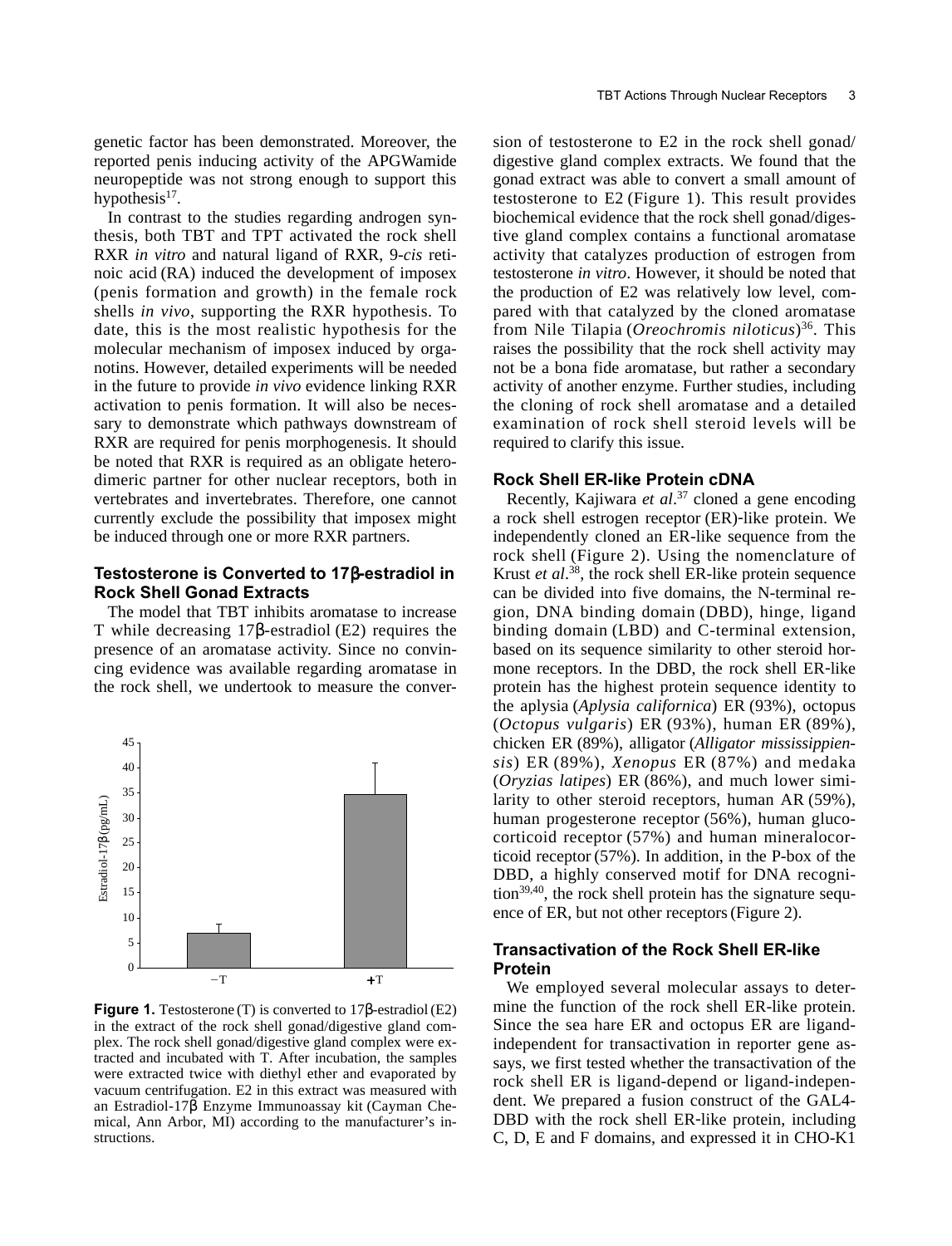genetic factor has been demonstrated. Moreover, the reported penis inducing activity of the APGWamide neuropeptide was not strong enough to support this hypothesis[17].

In contrast to the studies regarding androgen synthesis, both TBT and TPT activated the rock shell RXR *in vitro* and natural ligand of RXR, 9-*cis* retinoic acid (RA) induced the development of imposex (penis formation and growth) in the female rock shells *in vivo*, supporting the RXR hypothesis. To date, this is the most realistic hypothesis for the molecular mechanism of imposex induced by organotins. However, detailed experiments will be needed in the future to provide *in vivo* evidence linking RXR activation to penis formation. It will also be necessary to demonstrate which pathways downstream of RXR are required for penis morphogenesis. It should be noted that RXR is required as an obligate heterodimeric partner for other nuclear receptors, both in vertebrates and invertebrates. Therefore, one cannot currently exclude the possibility that imposex might be induced through one or more RXR partners.

## Testosterone is Converted to 17β-estradiol in Rock Shell Gonad Extracts

The model that TBT inhibits aromatase to increase T while decreasing 17β-estradiol (E2) requires the presence of an aromatase activity. Since no convincing evidence was available regarding aromatase in the rock shell, we undertook to measure the conversion of testosterone to E2 in the rock shell gonad/digestive gland complex extracts. We found that the gonad extract was able to convert a small amount of testosterone to E2 (Figure 1). This result provides biochemical evidence that the rock shell gonad/digestive gland complex contains a functional aromatase activity that catalyzes production of estrogen from testosterone *in vitro*. However, it should be noted that the production of E2 was relatively low level, compared with that catalyzed by the cloned aromatase from Nile Tilapia (*Oreochromis niloticus*)[36]. This raises the possibility that the rock shell activity may not be a bona fide aromatase, but rather a secondary activity of another enzyme. Further studies, including the cloning of rock shell aromatase and a detailed examination of rock shell steroid levels will be required to clarify this issue.

**Figure 1.** Testosterone (T) is converted to 17β-estradiol (E2) in the extract of the rock shell gonad/digestive gland complex. The rock shell gonad/digestive gland complex were extracted and incubated with T. After incubation, the samples were extracted twice with diethyl ether and evaporated by vacuum centrifugation. E2 in this extract was measured with an Estradiol-17β Enzyme Immunoassay kit (Cayman Chemical, Ann Arbor, MI) according to the manufacturer's instructions.

## Rock Shell ER-like Protein cDNA

Recently, Kajiwara *et al*.[37] cloned a gene encoding a rock shell estrogen receptor (ER)-like protein. We independently cloned an ER-like sequence from the rock shell (Figure 2). Using the nomenclature of Krust *et al*.[38], the rock shell ER-like protein sequence can be divided into five domains, the N-terminal region, DNA binding domain (DBD), hinge, ligand binding domain (LBD) and C-terminal extension, based on its sequence similarity to other steroid hormone receptors. In the DBD, the rock shell ER-like protein has the highest protein sequence identity to the aplysia (*Aplysia californica*) ER (93%), octopus (*Octopus vulgaris*) ER (93%), human ER (89%), chicken ER (89%), alligator (*Alligator mississippiensis*) ER (89%), *Xenopus* ER (87%) and medaka (*Oryzias latipes*) ER (86%), and much lower similarity to other steroid receptors, human AR (59%), human progesterone receptor (56%), human glucocorticoid receptor (57%) and human mineralocorticoid receptor (57%). In addition, in the P-box of the DBD, a highly conserved motif for DNA recognition[39,40], the rock shell protein has the signature sequence of ER, but not other receptors (Figure 2).

## Transactivation of the Rock Shell ER-like Protein

We employed several molecular assays to determine the function of the rock shell ER-like protein. Since the sea hare ER and octopus ER are ligand-independent for transactivation in reporter gene assays, we first tested whether the transactivation of the rock shell ER is ligand-depend or ligand-independent. We prepared a fusion construct of the GAL4-DBD with the rock shell ER-like protein, including C, D, E and F domains, and expressed it in CHO-K1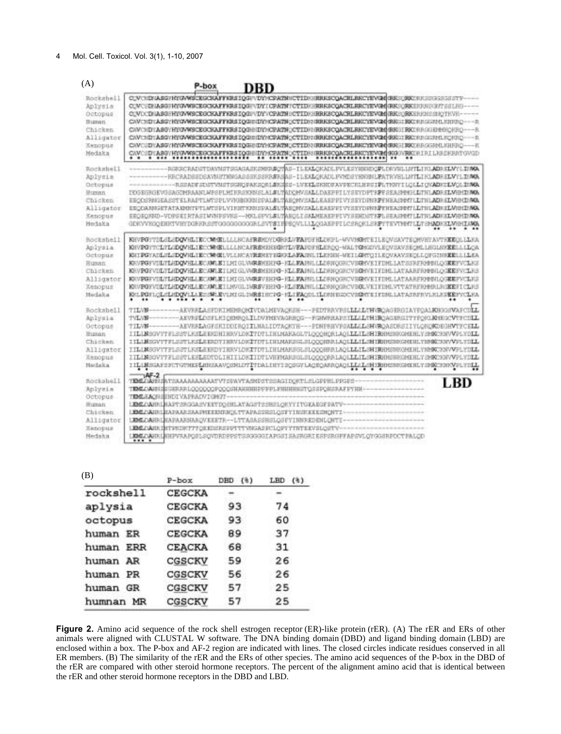(A)

(B)

|  | P-box | DBD (%) | LBD (%) |
| --- | --- | --- | --- |
| rockshell | CEGCKA | - | - |
| aplysia | CEGCKA | 93 | 74 |
| octopus | CEGCKA | 93 | 60 |
| human ER | CEGCKA | 89 | 37 |
| human ERR | CEACKA | 68 | 31 |
| human AR | CGSCKV | 59 | 26 |
| human PR | CGSCKV | 56 | 26 |
| human GR | CGSCKV | 57 | 25 |
| humnan MR | CGSCKV | 57 | 25 |

**Figure 2.** Amino acid sequence of the rock shell estrogen receptor (ER)-like protein (rER). (A) The rER and ERs of other animals were aligned with CLUSTAL W software. The DNA binding domain (DBD) and ligand binding domain (LBD) are enclosed within a box. The P-box and AF-2 region are indicated with lines. The closed circles indicate residues conserved in all ER members. (B) The similarity of the rER and the ERs of other species. The amino acid sequences of the P-box in the DBD of the rER are compared with other steroid hormone receptors. The percent of the alignment amino acid that is identical between the rER and other steroid hormone receptors in the DBD and LBD.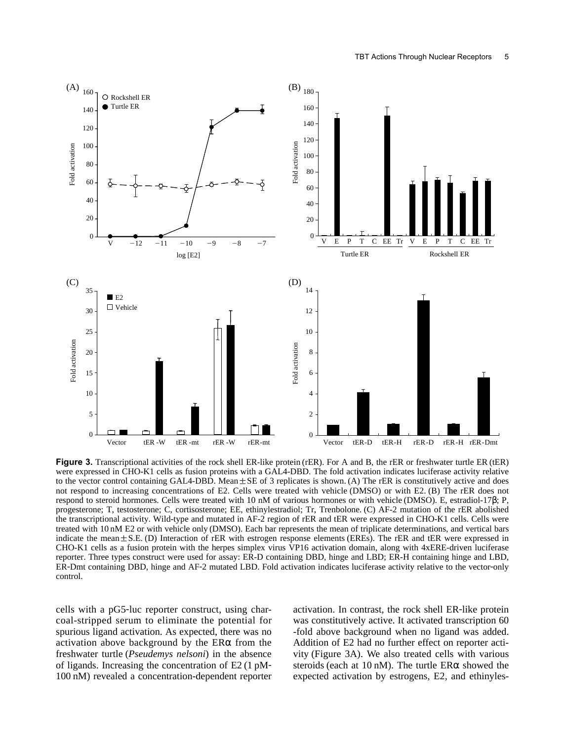**Figure 3.** Transcriptional activities of the rock shell ER-like protein (rER). For A and B, the rER or freshwater turtle ER (tER) were expressed in CHO-K1 cells as fusion proteins with a GAL4-DBD. The fold activation indicates luciferase activity relative to the vector control containing GAL4-DBD. Mean ± SE of 3 replicates is shown. (A) The rER is constitutively active and does not respond to increasing concentrations of E2. Cells were treated with vehicle (DMSO) or with E2. (B) The rER does not respond to steroid hormones. Cells were treated with 10 nM of various hormones or with vehicle (DMSO). E, estradiol-17β; P, progesterone; T, testosterone; C, cortisosterone; EE, ethinylestradiol; Tr, Trenbolone. (C) AF-2 mutation of the rER abolished the transcriptional activity. Wild-type and mutated in AF-2 region of rER and tER were expressed in CHO-K1 cells. Cells were treated with 10 nM E2 or with vehicle only (DMSO). Each bar represents the mean of triplicate determinations, and vertical bars indicate the mean ± S.E. (D) Interaction of rER with estrogen response elements (EREs). The rER and tER were expressed in CHO-K1 cells as a fusion protein with the herpes simplex virus VP16 activation domain, along with 4xERE-driven luciferase reporter. Three types construct were used for assay: ER-D containing DBD, hinge and LBD; ER-H containing hinge and LBD, ER-Dmt containing DBD, hinge and AF-2 mutated LBD. Fold activation indicates luciferase activity relative to the vector-only control.

cells with a pG5-luc reporter construct, using charcoal-stripped serum to eliminate the potential for spurious ligand activation. As expected, there was no activation above background by the ERα from the freshwater turtle (*Pseudemys nelsoni*) in the absence of ligands. Increasing the concentration of E2 (1 pM-100 nM) revealed a concentration-dependent reporter activation. In contrast, the rock shell ER-like protein was constitutively active. It activated transcription 60-fold above background when no ligand was added. Addition of E2 had no further effect on reporter activity (Figure 3A). We also treated cells with various steroids (each at 10 nM). The turtle ERα showed the expected activation by estrogens, E2, and ethinyles-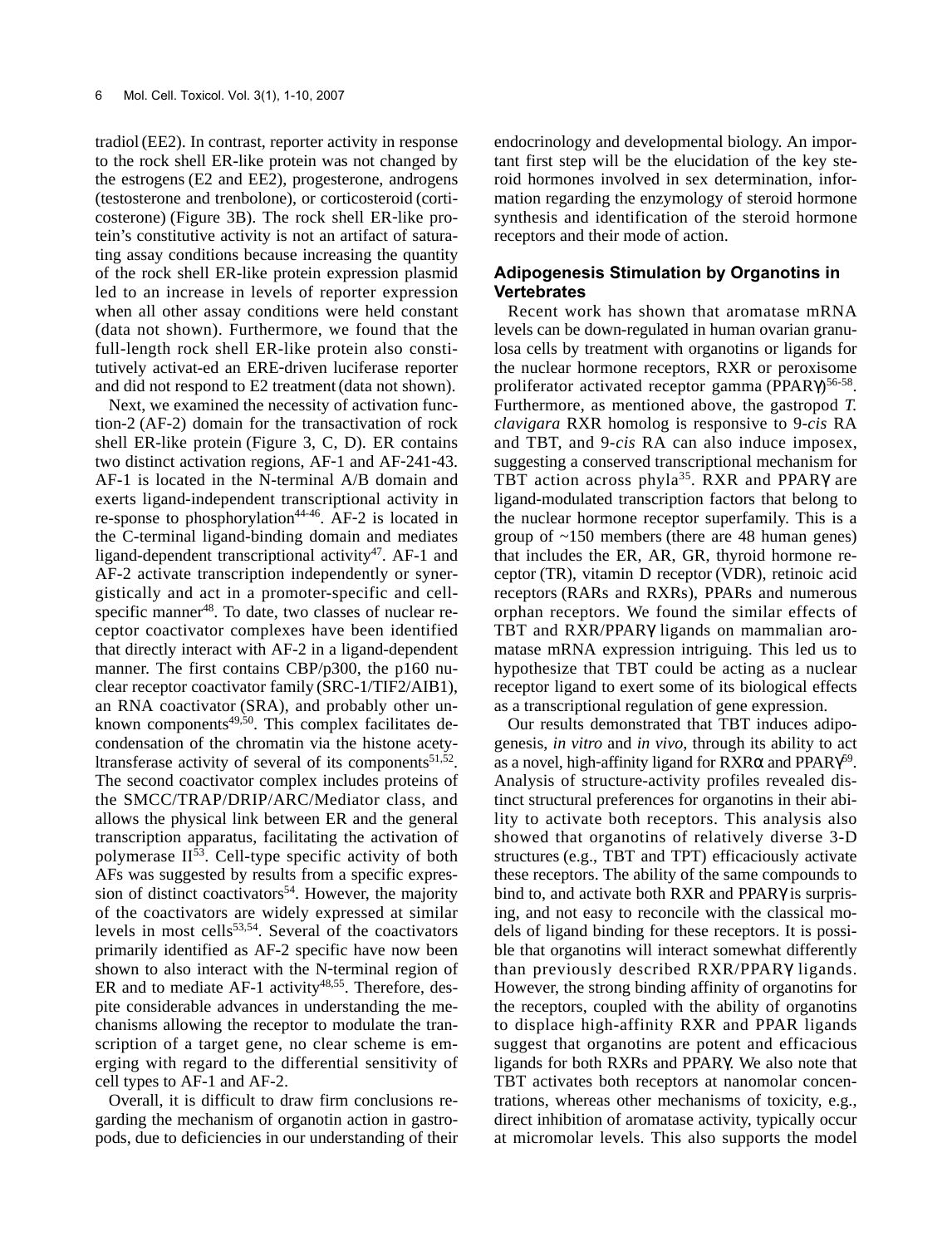tradiol (EE2). In contrast, reporter activity in response to the rock shell ER-like protein was not changed by the estrogens (E2 and EE2), progesterone, androgens (testosterone and trenbolone), or corticosteroid (corticosterone) (Figure 3B). The rock shell ER-like protein's constitutive activity is not an artifact of saturating assay conditions because increasing the quantity of the rock shell ER-like protein expression plasmid led to an increase in levels of reporter expression when all other assay conditions were held constant (data not shown). Furthermore, we found that the full-length rock shell ER-like protein also constitutively activat-ed an ERE-driven luciferase reporter and did not respond to E2 treatment (data not shown).

Next, we examined the necessity of activation function-2 (AF-2) domain for the transactivation of rock shell ER-like protein (Figure 3, C, D). ER contains two distinct activation regions, AF-1 and AF-241-43. AF-1 is located in the N-terminal A/B domain and exerts ligand-independent transcriptional activity in re-sponse to phosphorylation[44-46]. AF-2 is located in the C-terminal ligand-binding domain and mediates ligand-dependent transcriptional activity[47]. AF-1 and AF-2 activate transcription independently or synergistically and act in a promoter-specific and cell-specific manner[48]. To date, two classes of nuclear receptor coactivator complexes have been identified that directly interact with AF-2 in a ligand-dependent manner. The first contains CBP/p300, the p160 nuclear receptor coactivator family (SRC-1/TIF2/AIB1), an RNA coactivator (SRA), and probably other unknown components[49,50]. This complex facilitates decondensation of the chromatin via the histone acetyltransferase activity of several of its components[51,52]. The second coactivator complex includes proteins of the SMCC/TRAP/DRIP/ARC/Mediator class, and allows the physical link between ER and the general transcription apparatus, facilitating the activation of polymerase II[53]. Cell-type specific activity of both AFs was suggested by results from a specific expression of distinct coactivators[54]. However, the majority of the coactivators are widely expressed at similar levels in most cells[53,54]. Several of the coactivators primarily identified as AF-2 specific have now been shown to also interact with the N-terminal region of ER and to mediate AF-1 activity[48,55]. Therefore, despite considerable advances in understanding the mechanisms allowing the receptor to modulate the transcription of a target gene, no clear scheme is emerging with regard to the differential sensitivity of cell types to AF-1 and AF-2.

Overall, it is difficult to draw firm conclusions regarding the mechanism of organotin action in gastropods, due to deficiencies in our understanding of their endocrinology and developmental biology. An important first step will be the elucidation of the key steroid hormones involved in sex determination, information regarding the enzymology of steroid hormone synthesis and identification of the steroid hormone receptors and their mode of action.

## Adipogenesis Stimulation by Organotins in Vertebrates

Recent work has shown that aromatase mRNA levels can be down-regulated in human ovarian granulosa cells by treatment with organotins or ligands for the nuclear hormone receptors, RXR or peroxisome proliferator activated receptor gamma (PPARγ)[56-58]. Furthermore, as mentioned above, the gastropod *T. clavigara* RXR homolog is responsive to 9-*cis* RA and TBT, and 9-*cis* RA can also induce imposex, suggesting a conserved transcriptional mechanism for TBT action across phyla[35]. RXR and PPARγ are ligand-modulated transcription factors that belong to the nuclear hormone receptor superfamily. This is a group of ~150 members (there are 48 human genes) that includes the ER, AR, GR, thyroid hormone receptor (TR), vitamin D receptor (VDR), retinoic acid receptors (RARs and RXRs), PPARs and numerous orphan receptors. We found the similar effects of TBT and RXR/PPARγ ligands on mammalian aromatase mRNA expression intriguing. This led us to hypothesize that TBT could be acting as a nuclear receptor ligand to exert some of its biological effects as a transcriptional regulation of gene expression.

Our results demonstrated that TBT induces adipogenesis, *in vitro* and *in vivo*, through its ability to act as a novel, high-affinity ligand for RXRα and PPARγ[59]. Analysis of structure-activity profiles revealed distinct structural preferences for organotins in their ability to activate both receptors. This analysis also showed that organotins of relatively diverse 3-D structures (e.g., TBT and TPT) efficaciously activate these receptors. The ability of the same compounds to bind to, and activate both RXR and PPARγ is surprising, and not easy to reconcile with the classical models of ligand binding for these receptors. It is possible that organotins will interact somewhat differently than previously described RXR/PPARγ ligands. However, the strong binding affinity of organotins for the receptors, coupled with the ability of organotins to displace high-affinity RXR and PPAR ligands suggest that organotins are potent and efficacious ligands for both RXRs and PPARγ. We also note that TBT activates both receptors at nanomolar concentrations, whereas other mechanisms of toxicity, e.g., direct inhibition of aromatase activity, typically occur at micromolar levels. This also supports the model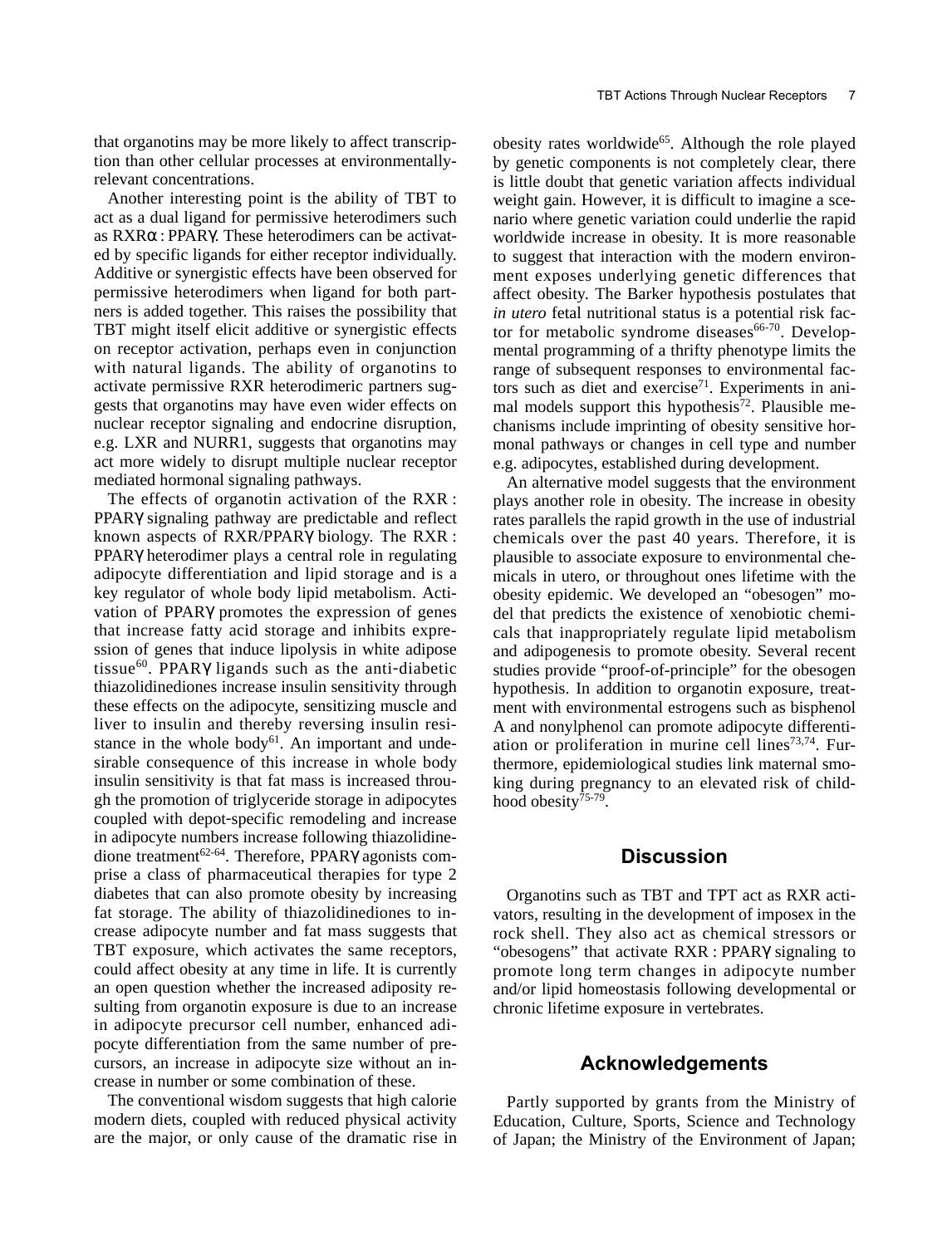that organotins may be more likely to affect transcription than other cellular processes at environmentally-relevant concentrations.

Another interesting point is the ability of TBT to act as a dual ligand for permissive heterodimers such as RXRα : PPARγ. These heterodimers can be activated by specific ligands for either receptor individually. Additive or synergistic effects have been observed for permissive heterodimers when ligand for both partners is added together. This raises the possibility that TBT might itself elicit additive or synergistic effects on receptor activation, perhaps even in conjunction with natural ligands. The ability of organotins to activate permissive RXR heterodimeric partners suggests that organotins may have even wider effects on nuclear receptor signaling and endocrine disruption, e.g. LXR and NURR1, suggests that organotins may act more widely to disrupt multiple nuclear receptor mediated hormonal signaling pathways.

The effects of organotin activation of the RXR : PPARγ signaling pathway are predictable and reflect known aspects of RXR/PPARγ biology. The RXR : PPARγ heterodimer plays a central role in regulating adipocyte differentiation and lipid storage and is a key regulator of whole body lipid metabolism. Activation of PPARγ promotes the expression of genes that increase fatty acid storage and inhibits expression of genes that induce lipolysis in white adipose tissue[60]. PPARγ ligands such as the anti-diabetic thiazolidinediones increase insulin sensitivity through these effects on the adipocyte, sensitizing muscle and liver to insulin and thereby reversing insulin resistance in the whole body[61]. An important and undesirable consequence of this increase in whole body insulin sensitivity is that fat mass is increased through the promotion of triglyceride storage in adipocytes coupled with depot-specific remodeling and increase in adipocyte numbers increase following thiazolidinedione treatment[62-64]. Therefore, PPARγ agonists comprise a class of pharmaceutical therapies for type 2 diabetes that can also promote obesity by increasing fat storage. The ability of thiazolidinediones to increase adipocyte number and fat mass suggests that TBT exposure, which activates the same receptors, could affect obesity at any time in life. It is currently an open question whether the increased adiposity resulting from organotin exposure is due to an increase in adipocyte precursor cell number, enhanced adipocyte differentiation from the same number of precursors, an increase in adipocyte size without an increase in number or some combination of these.

The conventional wisdom suggests that high calorie modern diets, coupled with reduced physical activity are the major, or only cause of the dramatic rise in obesity rates worldwide[65]. Although the role played by genetic components is not completely clear, there is little doubt that genetic variation affects individual weight gain. However, it is difficult to imagine a scenario where genetic variation could underlie the rapid worldwide increase in obesity. It is more reasonable to suggest that interaction with the modern environment exposes underlying genetic differences that affect obesity. The Barker hypothesis postulates that *in utero* fetal nutritional status is a potential risk factor for metabolic syndrome diseases[66-70]. Developmental programming of a thrifty phenotype limits the range of subsequent responses to environmental factors such as diet and exercise[71]. Experiments in animal models support this hypothesis[72]. Plausible mechanisms include imprinting of obesity sensitive hormonal pathways or changes in cell type and number e.g. adipocytes, established during development.

An alternative model suggests that the environment plays another role in obesity. The increase in obesity rates parallels the rapid growth in the use of industrial chemicals over the past 40 years. Therefore, it is plausible to associate exposure to environmental chemicals in utero, or throughout ones lifetime with the obesity epidemic. We developed an "obesogen" model that predicts the existence of xenobiotic chemicals that inappropriately regulate lipid metabolism and adipogenesis to promote obesity. Several recent studies provide "proof-of-principle" for the obesogen hypothesis. In addition to organotin exposure, treatment with environmental estrogens such as bisphenol A and nonylphenol can promote adipocyte differentiation or proliferation in murine cell lines[73,74]. Furthermore, epidemiological studies link maternal smoking during pregnancy to an elevated risk of childhood obesity[75-79].

## Discussion

Organotins such as TBT and TPT act as RXR activators, resulting in the development of imposex in the rock shell. They also act as chemical stressors or "obesogens" that activate RXR : PPARγ signaling to promote long term changes in adipocyte number and/or lipid homeostasis following developmental or chronic lifetime exposure in vertebrates.

## Acknowledgements

Partly supported by grants from the Ministry of Education, Culture, Sports, Science and Technology of Japan; the Ministry of the Environment of Japan;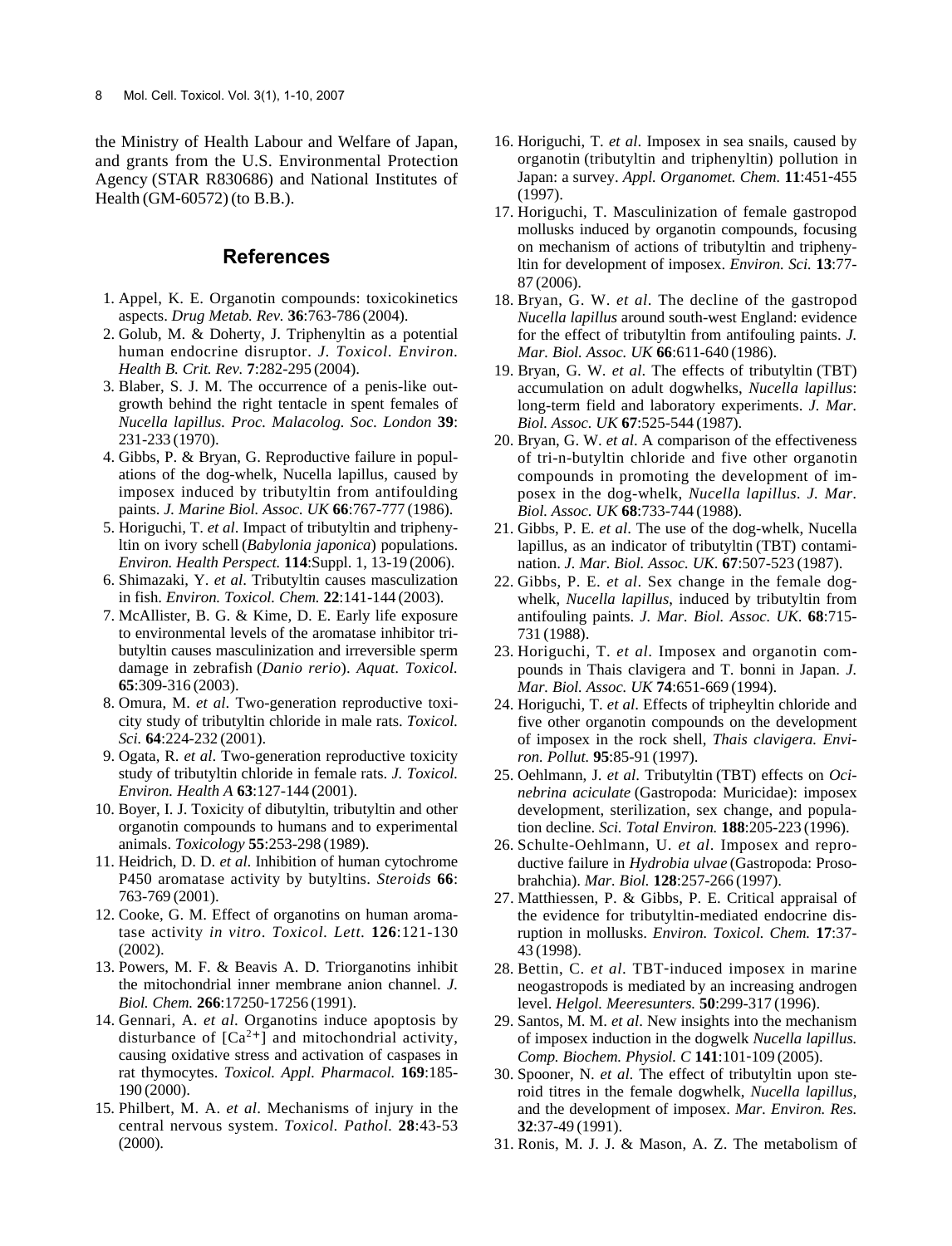the Ministry of Health Labour and Welfare of Japan, and grants from the U.S. Environmental Protection Agency (STAR R830686) and National Institutes of Health (GM-60572) (to B.B.).

## References

1. Appel, K. E. Organotin compounds: toxicokinetics aspects. *Drug Metab. Rev.* **36**:763-786 (2004).
2. Golub, M. & Doherty, J. Triphenyltin as a potential human endocrine disruptor. *J. Toxicol. Environ. Health B. Crit. Rev.* **7**:282-295 (2004).
3. Blaber, S. J. M. The occurrence of a penis-like outgrowth behind the right tentacle in spent females of *Nucella lapillus. Proc. Malacolog. Soc. London* **39**: 231-233 (1970).
4. Gibbs, P. & Bryan, G. Reproductive failure in populations of the dog-whelk, Nucella lapillus, caused by imposex induced by tributyltin from antifoulding paints. *J. Marine Biol. Assoc. UK* **66**:767-777 (1986).
5. Horiguchi, T. *et al*. Impact of tributyltin and triphenyltin on ivory schell (*Babylonia japonica*) populations. *Environ. Health Perspect.* **114**:Suppl. 1, 13-19 (2006).
6. Shimazaki, Y. *et al*. Tributyltin causes masculization in fish. *Environ. Toxicol. Chem.* **22**:141-144 (2003).
7. McAllister, B. G. & Kime, D. E. Early life exposure to environmental levels of the aromatase inhibitor tributyltin causes masculinization and irreversible sperm damage in zebrafish (*Danio rerio*). *Aquat. Toxicol.* **65**:309-316 (2003).
8. Omura, M. *et al*. Two-generation reproductive toxicity study of tributyltin chloride in male rats. *Toxicol. Sci.* **64**:224-232 (2001).
9. Ogata, R. *et al*. Two-generation reproductive toxicity study of tributyltin chloride in female rats. *J. Toxicol. Environ. Health A* **63**:127-144 (2001).
10. Boyer, I. J. Toxicity of dibutyltin, tributyltin and other organotin compounds to humans and to experimental animals. *Toxicology* **55**:253-298 (1989).
11. Heidrich, D. D. *et al*. Inhibition of human cytochrome P450 aromatase activity by butyltins. *Steroids* **66**: 763-769 (2001).
12. Cooke, G. M. Effect of organotins on human aromatase activity *in vitro*. *Toxicol. Lett.* **126**:121-130 (2002).
13. Powers, M. F. & Beavis A. D. Triorganotins inhibit the mitochondrial inner membrane anion channel. *J. Biol. Chem.* **266**:17250-17256 (1991).
14. Gennari, A. *et al*. Organotins induce apoptosis by disturbance of $[Ca^{2+}]$ and mitochondrial activity, causing oxidative stress and activation of caspases in rat thymocytes. *Toxicol. Appl. Pharmacol.* **169**:185-190 (2000).
15. Philbert, M. A. *et al*. Mechanisms of injury in the central nervous system. *Toxicol. Pathol.* **28**:43-53 (2000).
16. Horiguchi, T. *et al*. Imposex in sea snails, caused by organotin (tributyltin and triphenyltin) pollution in Japan: a survey. *Appl. Organomet. Chem.* **11**:451-455 (1997).
17. Horiguchi, T. Masculinization of female gastropod mollusks induced by organotin compounds, focusing on mechanism of actions of tributyltin and triphenyltin for development of imposex. *Environ. Sci.* **13**:77-87 (2006).
18. Bryan, G. W. *et al*. The decline of the gastropod *Nucella lapillus* around south-west England: evidence for the effect of tributyltin from antifouling paints. *J. Mar. Biol. Assoc. UK* **66**:611-640 (1986).
19. Bryan, G. W. *et al*. The effects of tributyltin (TBT) accumulation on adult dogwhelks, *Nucella lapillus*: long-term field and laboratory experiments. *J. Mar. Biol. Assoc. UK* **67**:525-544 (1987).
20. Bryan, G. W. *et al*. A comparison of the effectiveness of tri-n-butyltin chloride and five other organotin compounds in promoting the development of imposex in the dog-whelk, *Nucella lapillus*. *J. Mar. Biol. Assoc. UK* **68**:733-744 (1988).
21. Gibbs, P. E. *et al*. The use of the dog-whelk, Nucella lapillus, as an indicator of tributyltin (TBT) contamination. *J. Mar. Biol. Assoc. UK*. **67**:507-523 (1987).
22. Gibbs, P. E. *et al*. Sex change in the female dog-whelk, *Nucella lapillus*, induced by tributyltin from antifouling paints. *J. Mar. Biol. Assoc. UK*. **68**:715-731 (1988).
23. Horiguchi, T. *et al*. Imposex and organotin compounds in Thais clavigera and T. bonni in Japan. *J. Mar. Biol. Assoc. UK* **74**:651-669 (1994).
24. Horiguchi, T. *et al*. Effects of tripheyltin chloride and five other organotin compounds on the development of imposex in the rock shell, *Thais clavigera. Environ. Pollut.* **95**:85-91 (1997).
25. Oehlmann, J. *et al*. Tributyltin (TBT) effects on *Ocinebrina aciculate* (Gastropoda: Muricidae): imposex development, sterilization, sex change, and population decline. *Sci. Total Environ.* **188**:205-223 (1996).
26. Schulte-Oehlmann, U. *et al*. Imposex and reproductive failure in *Hydrobia ulvae* (Gastropoda: Prosobrahchia). *Mar. Biol.* **128**:257-266 (1997).
27. Matthiessen, P. & Gibbs, P. E. Critical appraisal of the evidence for tributyltin-mediated endocrine disruption in mollusks. *Environ. Toxicol. Chem.* **17**:37-43 (1998).
28. Bettin, C. *et al*. TBT-induced imposex in marine neogastropods is mediated by an increasing androgen level. *Helgol. Meeresunters.* **50**:299-317 (1996).
29. Santos, M. M. *et al*. New insights into the mechanism of imposex induction in the dogwelk *Nucella lapillus. Comp. Biochem. Physiol. C* **141**:101-109 (2005).
30. Spooner, N. *et al*. The effect of tributyltin upon steroid titres in the female dogwhelk, *Nucella lapillus*, and the development of imposex. *Mar. Environ. Res.* **32**:37-49 (1991).
31. Ronis, M. J. J. & Mason, A. Z. The metabolism of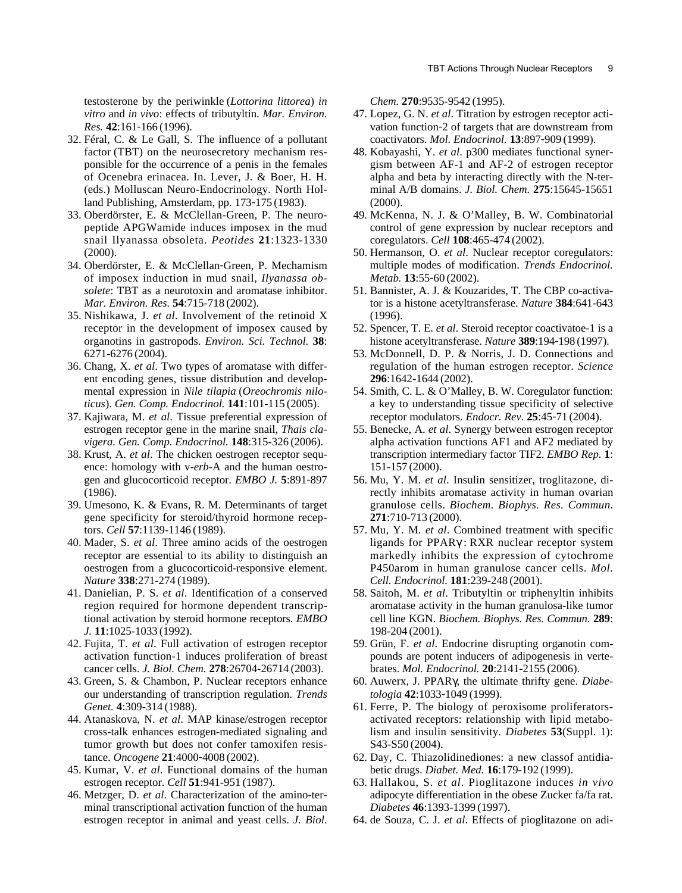testosterone by the periwinkle (*Lottorina littorea*) *in vitro* and *in vivo*: effects of tributyltin. *Mar. Environ. Res.* **42**:161-166 (1996).

32. Féral, C. & Le Gall, S. The influence of a pollutant factor (TBT) on the neurosecretory mechanism responsible for the occurrence of a penis in the females of Ocenebra erinacea. In. Lever, J. & Boer, H. H. (eds.) Molluscan Neuro-Endocrinology. North Holland Publishing, Amsterdam, pp. 173-175 (1983).
33. Oberdörster, E. & McClellan-Green, P. The neuropeptide APGWamide induces imposex in the mud snail Ilyanassa obsoleta. *Peotides* **21**:1323-1330 (2000).
34. Oberdörster, E. & McClellan-Green, P. Mechamism of imposex induction in mud snail, *Ilyanassa obsolete*: TBT as a neurotoxin and aromatase inhibitor. *Mar. Environ. Res.* **54**:715-718 (2002).
35. Nishikawa, J. *et al*. Involvement of the retinoid X receptor in the development of imposex caused by organotins in gastropods. *Environ. Sci. Technol.* **38**: 6271-6276 (2004).
36. Chang, X. *et al*. Two types of aromatase with different encoding genes, tissue distribution and developmental expression in *Nile tilapia* (*Oreochromis niloticus*). *Gen. Comp. Endocrinol.* **141**:101-115 (2005).
37. Kajiwara, M. *et al*. Tissue preferential expression of estrogen receptor gene in the marine snail, *Thais clavigera*. *Gen. Comp. Endocrinol.* **148**:315-326 (2006).
38. Krust, A. *et al*. The chicken oestrogen receptor sequence: homology with v-*erb*-A and the human oestrogen and glucocorticoid receptor. *EMBO J.* **5**:891-897 (1986).
39. Umesono, K. & Evans, R. M. Determinants of target gene specificity for steroid/thyroid hormone receptors. *Cell* **57**:1139-1146 (1989).
40. Mader, S. *et al*. Three amino acids of the oestrogen receptor are essential to its ability to distinguish an oestrogen from a glucocorticoid-responsive element. *Nature* **338**:271-274 (1989).
41. Danielian, P. S. *et al*. Identification of a conserved region required for hormone dependent transcriptional activation by steroid hormone receptors. *EMBO J.* **11**:1025-1033 (1992).
42. Fujita, T. *et al*. Full activation of estrogen receptor activation function-1 induces proliferation of breast cancer cells. *J. Biol. Chem.* **278**:26704-26714 (2003).
43. Green, S. & Chambon, P. Nuclear receptors enhance our understanding of transcription regulation. *Trends Genet.* **4**:309-314 (1988).
44. Atanaskova, N. *et al*. MAP kinase/estrogen receptor cross-talk enhances estrogen-mediated signaling and tumor growth but does not confer tamoxifen resistance. *Oncogene* **21**:4000-4008 (2002).
45. Kumar, V. *et al*. Functional domains of the human estrogen receptor. *Cell* **51**:941-951 (1987).
46. Metzger, D. *et al*. Characterization of the amino-terminal transcriptional activation function of the human estrogen receptor in animal and yeast cells. *J. Biol. Chem.* **270**:9535-9542 (1995).
47. Lopez, G. N. *et al*. Titration by estrogen receptor activation function-2 of targets that are downstream from coactivators. *Mol. Endocrinol.* **13**:897-909 (1999).
48. Kobayashi, Y. *et al*. p300 mediates functional synergism between AF-1 and AF-2 of estrogen receptor alpha and beta by interacting directly with the N-terminal A/B domains. *J. Biol. Chem.* **275**:15645-15651 (2000).
49. McKenna, N. J. & O'Malley, B. W. Combinatorial control of gene expression by nuclear receptors and coregulators. *Cell* **108**:465-474 (2002).
50. Hermanson, O. *et al*. Nuclear receptor coregulators: multiple modes of modification. *Trends Endocrinol. Metab.* **13**:55-60 (2002).
51. Bannister, A. J. & Kouzarides, T. The CBP co-activator is a histone acetyltransferase. *Nature* **384**:641-643 (1996).
52. Spencer, T. E. *et al*. Steroid receptor coactivatoe-1 is a histone acetyltransferase. *Nature* **389**:194-198 (1997).
53. McDonnell, D. P. & Norris, J. D. Connections and regulation of the human estrogen receptor. *Science* **296**:1642-1644 (2002).
54. Smith, C. L. & O'Malley, B. W. Coregulator function: a key to understanding tissue specificity of selective receptor modulators. *Endocr. Rev.* **25**:45-71 (2004).
55. Benecke, A. *et al*. Synergy between estrogen receptor alpha activation functions AF1 and AF2 mediated by transcription intermediary factor TIF2. *EMBO Rep.* **1**: 151-157 (2000).
56. Mu, Y. M. *et al*. Insulin sensitizer, troglitazone, directly inhibits aromatase activity in human ovarian granulose cells. *Biochem. Biophys. Res. Commun.* **271**:710-713 (2000).
57. Mu, Y. M. *et al*. Combined treatment with specific ligands for PPARγ: RXR nuclear receptor system markedly inhibits the expression of cytochrome P450arom in human granulose cancer cells. *Mol. Cell. Endocrinol.* **181**:239-248 (2001).
58. Saitoh, M. *et al*. Tributyltin or triphenyltin inhibits aromatase activity in the human granulosa-like tumor cell line KGN. *Biochem. Biophys. Res. Commun.* **289**: 198-204 (2001).
59. Grün, F. *et al*. Endocrine disrupting organotin compounds are potent inducers of adipogenesis in vertebrates. *Mol. Endocrinol.* **20**:2141-2155 (2006).
60. Auwerx, J. PPARγ, the ultimate thrifty gene. *Diabetologia* **42**:1033-1049 (1999).
61. Ferre, P. The biology of peroxisome proliferators-activated receptors: relationship with lipid metabolism and insulin sensitivity. *Diabetes* **53**(Suppl. 1): S43-S50 (2004).
62. Day, C. Thiazolidinediones: a new classof antidiabetic drugs. *Diabet. Med.* **16**:179-192 (1999).
63. Hallakou, S. *et al*. Pioglitazone induces *in vivo* adipocyte differentiation in the obese Zucker fa/fa rat. *Diabetes* **46**:1393-1399 (1997).
64. de Souza, C. J. *et al*. Effects of pioglitazone on adi-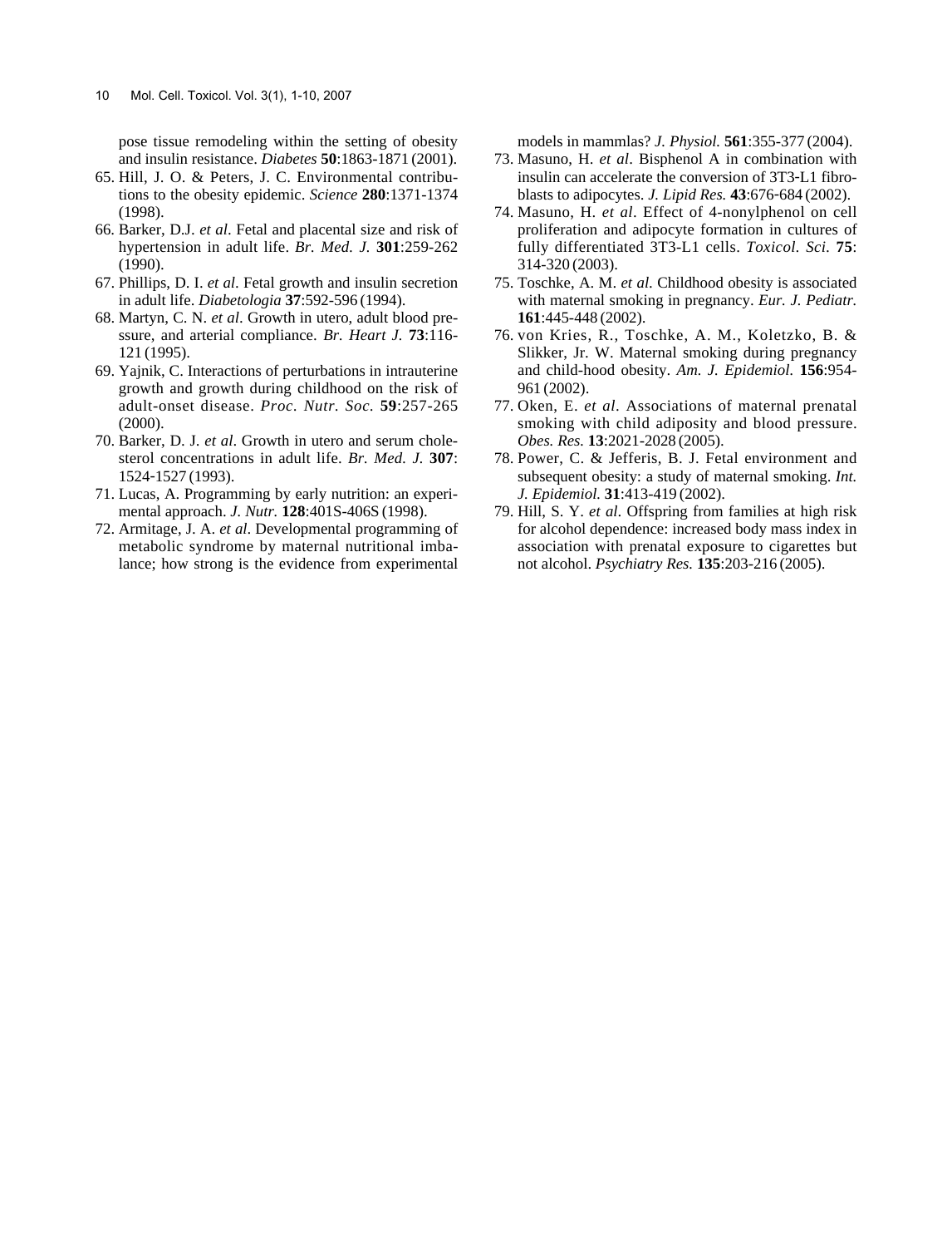pose tissue remodeling within the setting of obesity and insulin resistance. *Diabetes* **50**:1863-1871 (2001).

65. Hill, J. O. & Peters, J. C. Environmental contributions to the obesity epidemic. *Science* **280**:1371-1374 (1998).
66. Barker, D.J. *et al*. Fetal and placental size and risk of hypertension in adult life. *Br. Med. J.* **301**:259-262 (1990).
67. Phillips, D. I. *et al*. Fetal growth and insulin secretion in adult life. *Diabetologia* **37**:592-596 (1994).
68. Martyn, C. N. *et al*. Growth in utero, adult blood pressure, and arterial compliance. *Br. Heart J.* **73**:116-121 (1995).
69. Yajnik, C. Interactions of perturbations in intrauterine growth and growth during childhood on the risk of adult-onset disease. *Proc. Nutr. Soc.* **59**:257-265 (2000).
70. Barker, D. J. *et al*. Growth in utero and serum cholesterol concentrations in adult life. *Br. Med. J.* **307**: 1524-1527 (1993).
71. Lucas, A. Programming by early nutrition: an experimental approach. *J. Nutr.* **128**:401S-406S (1998).
72. Armitage, J. A. *et al*. Developmental programming of metabolic syndrome by maternal nutritional imbalance; how strong is the evidence from experimental models in mammlas? *J. Physiol.* **561**:355-377 (2004).
73. Masuno, H. *et al*. Bisphenol A in combination with insulin can accelerate the conversion of 3T3-L1 fibroblasts to adipocytes. *J. Lipid Res.* **43**:676-684 (2002).
74. Masuno, H. *et al*. Effect of 4-nonylphenol on cell proliferation and adipocyte formation in cultures of fully differentiated 3T3-L1 cells. *Toxicol. Sci.* **75**: 314-320 (2003).
75. Toschke, A. M. *et al*. Childhood obesity is associated with maternal smoking in pregnancy. *Eur. J. Pediatr.* **161**:445-448 (2002).
76. von Kries, R., Toschke, A. M., Koletzko, B. & Slikker, Jr. W. Maternal smoking during pregnancy and child-hood obesity. *Am. J. Epidemiol.* **156**:954-961 (2002).
77. Oken, E. *et al*. Associations of maternal prenatal smoking with child adiposity and blood pressure. *Obes. Res.* **13**:2021-2028 (2005).
78. Power, C. & Jefferis, B. J. Fetal environment and subsequent obesity: a study of maternal smoking. *Int. J. Epidemiol.* **31**:413-419 (2002).
79. Hill, S. Y. *et al*. Offspring from families at high risk for alcohol dependence: increased body mass index in association with prenatal exposure to cigarettes but not alcohol. *Psychiatry Res.* **135**:203-216 (2005).